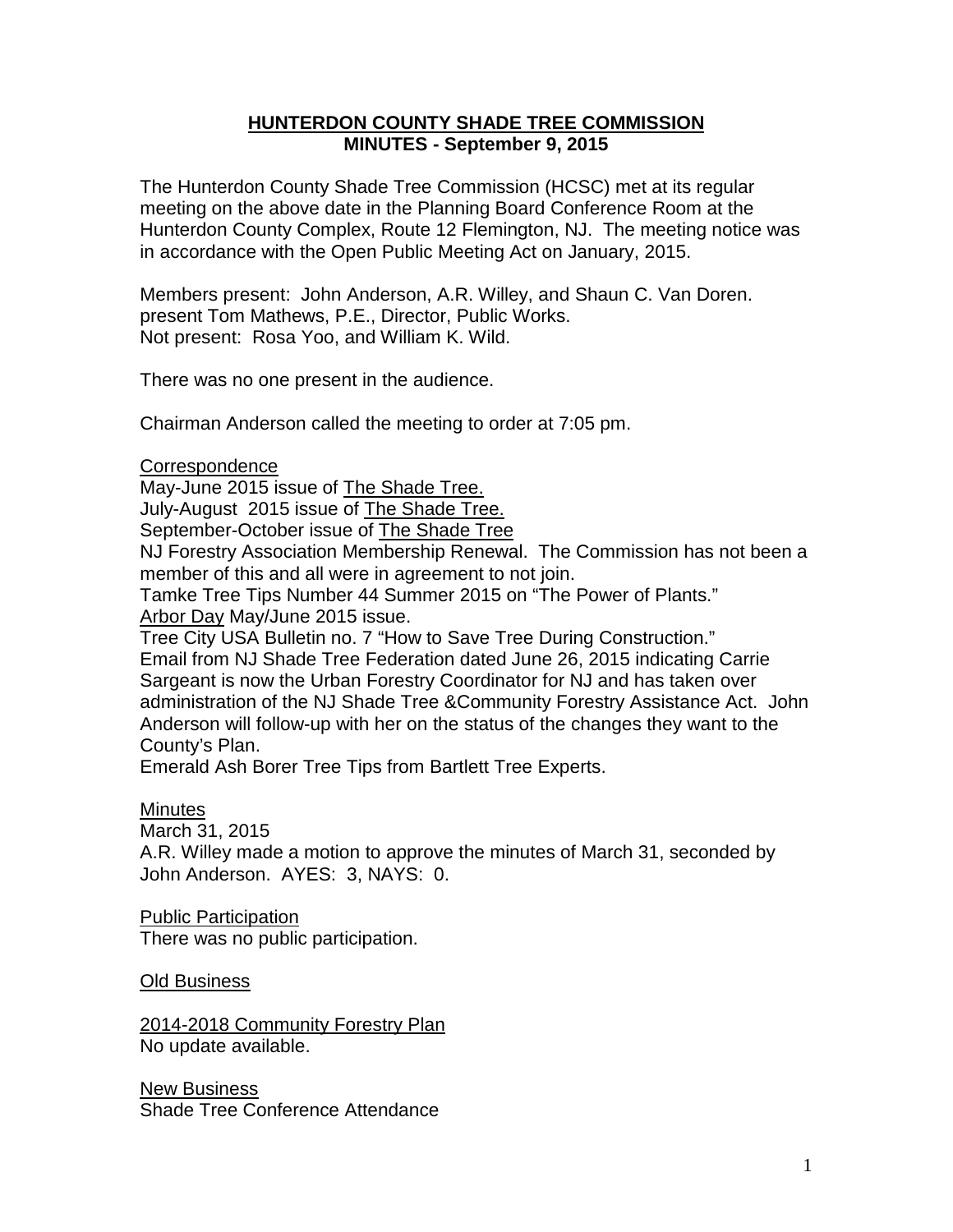# HUNTERDON COUNTY SHADE TREE COMMISSION
## MINUTES - September 9, 2015

The Hunterdon County Shade Tree Commission (HCSC) met at its regular meeting on the above date in the Planning Board Conference Room at the Hunterdon County Complex, Route 12 Flemington, NJ. The meeting notice was in accordance with the Open Public Meeting Act on January, 2015.

Members present: John Anderson, A.R. Willey, and Shaun C. Van Doren.
present Tom Mathews, P.E., Director, Public Works.
Not present: Rosa Yoo, and William K. Wild.

There was no one present in the audience.

Chairman Anderson called the meeting to order at 7:05 pm.

<u>Correspondence</u>
May-June 2015 issue of <u>The Shade Tree.</u>
July-August 2015 issue of <u>The Shade Tree.</u>
September-October issue of <u>The Shade Tree</u>
NJ Forestry Association Membership Renewal. The Commission has not been a member of this and all were in agreement to not join.
Tamke Tree Tips Number 44 Summer 2015 on "The Power of Plants."
<u>Arbor Day</u> May/June 2015 issue.
Tree City USA Bulletin no. 7 "How to Save Tree During Construction."
Email from NJ Shade Tree Federation dated June 26, 2015 indicating Carrie Sargeant is now the Urban Forestry Coordinator for NJ and has taken over administration of the NJ Shade Tree &Community Forestry Assistance Act. John Anderson will follow-up with her on the status of the changes they want to the County's Plan.
Emerald Ash Borer Tree Tips from Bartlett Tree Experts.

<u>Minutes</u>
March 31, 2015
A.R. Willey made a motion to approve the minutes of March 31, seconded by John Anderson. AYES: 3, NAYS: 0.

<u>Public Participation</u>
There was no public participation.

<u>Old Business</u>

<u>2014-2018 Community Forestry Plan</u>
No update available.

<u>New Business</u>
Shade Tree Conference Attendance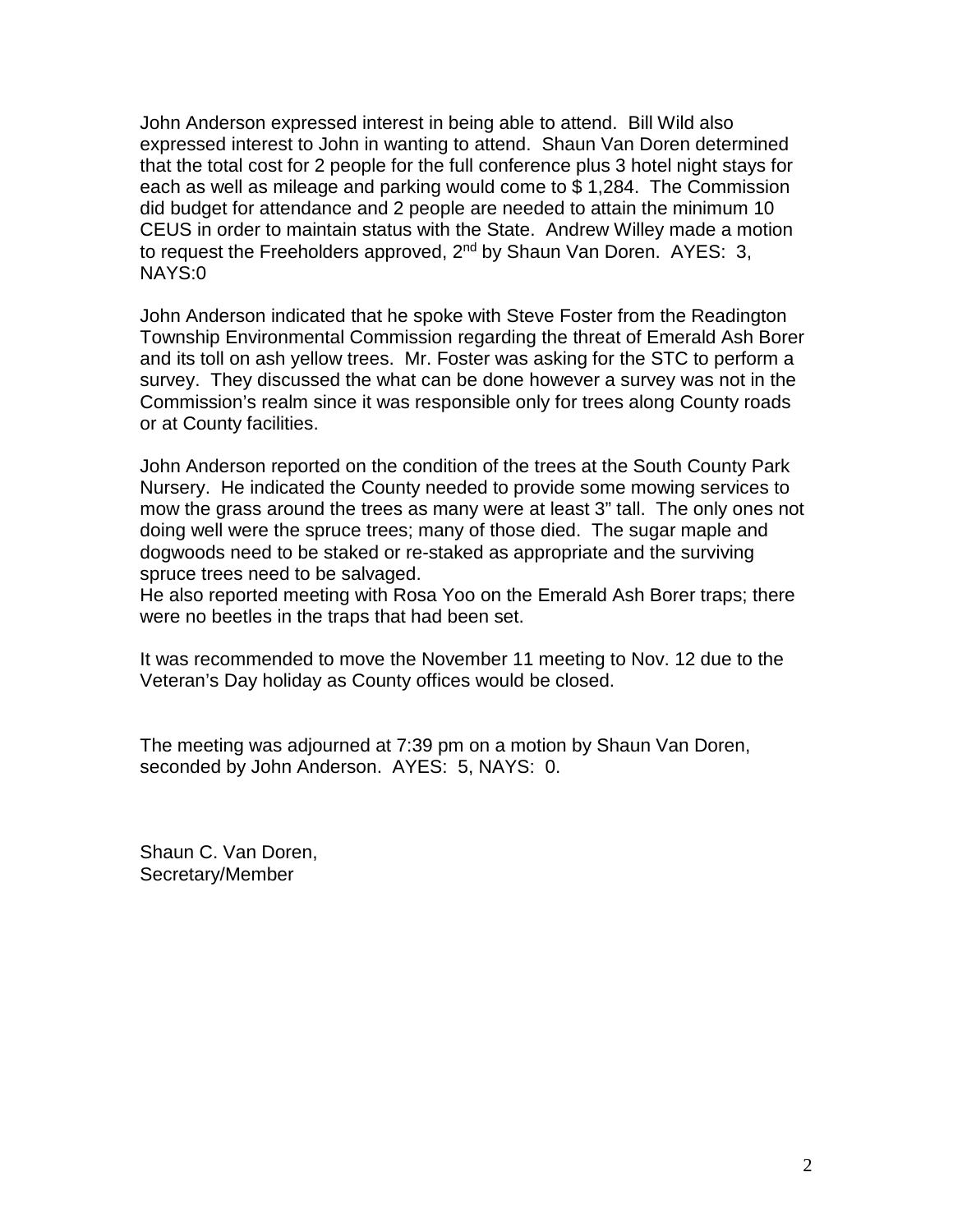John Anderson expressed interest in being able to attend. Bill Wild also expressed interest to John in wanting to attend. Shaun Van Doren determined that the total cost for 2 people for the full conference plus 3 hotel night stays for each as well as mileage and parking would come to $ 1,284. The Commission did budget for attendance and 2 people are needed to attain the minimum 10 CEUS in order to maintain status with the State. Andrew Willey made a motion to request the Freeholders approved, 2nd by Shaun Van Doren. AYES: 3, NAYS:0

John Anderson indicated that he spoke with Steve Foster from the Readington Township Environmental Commission regarding the threat of Emerald Ash Borer and its toll on ash yellow trees. Mr. Foster was asking for the STC to perform a survey. They discussed the what can be done however a survey was not in the Commission's realm since it was responsible only for trees along County roads or at County facilities.

John Anderson reported on the condition of the trees at the South County Park Nursery. He indicated the County needed to provide some mowing services to mow the grass around the trees as many were at least 3" tall. The only ones not doing well were the spruce trees; many of those died. The sugar maple and dogwoods need to be staked or re-staked as appropriate and the surviving spruce trees need to be salvaged.
He also reported meeting with Rosa Yoo on the Emerald Ash Borer traps; there were no beetles in the traps that had been set.

It was recommended to move the November 11 meeting to Nov. 12 due to the Veteran's Day holiday as County offices would be closed.

The meeting was adjourned at 7:39 pm on a motion by Shaun Van Doren, seconded by John Anderson. AYES: 5, NAYS: 0.

Shaun C. Van Doren,
Secretary/Member